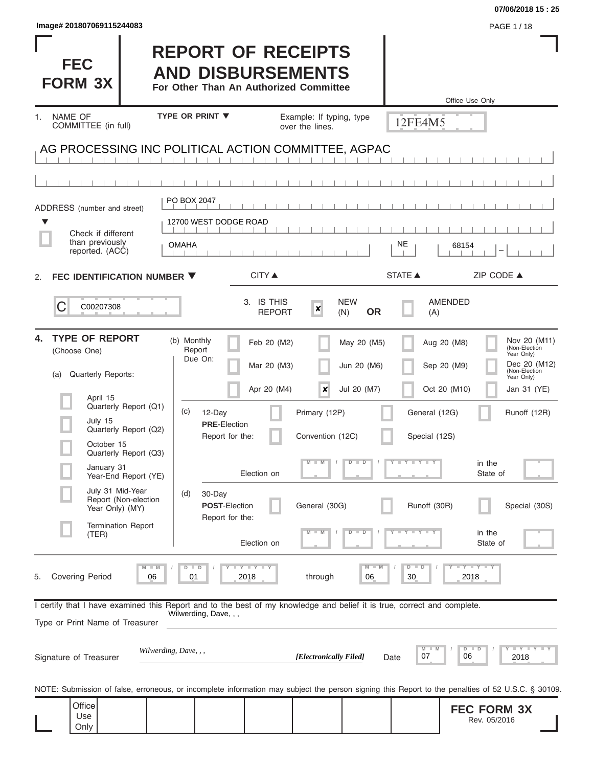Image# 201807069115244083

07/06/2018 15 : 25

# FEC FORM 3X

# REPORT OF RECEIPTS AND DISBURSEMENTS

**For Other Than An Authorized Committee**

Office Use Only

12FE4M5

1. NAME OF COMMITTEE (in full) — TYPE OR PRINT ▼ — Example: If typing, type over the lines.

AG PROCESSING INC POLITICAL ACTION COMMITTEE, AGPAC

ADDRESS (number and street) ▼

PO BOX 2047

12700 WEST DODGE ROAD

☐ Check if different than previously reported. (ACC)

| CITY ▲ | STATE ▲ | ZIP CODE ▲ |
|---|---|---|
| OMAHA | NE | 68154 |

2. **FEC IDENTIFICATION NUMBER ▼**

C00207308

3. IS THIS REPORT: ☒ NEW (N) **OR** ☐ AMENDED (A)

4. **TYPE OF REPORT** (Choose One)

(a) Quarterly Reports:

- ☐ April 15 Quarterly Report (Q1)
- ☐ July 15 Quarterly Report (Q2)
- ☐ October 15 Quarterly Report (Q3)
- ☐ January 31 Year-End Report (YE)
- ☐ July 31 Mid-Year Report (Non-election Year Only) (MY)
- ☐ Termination Report (TER)

(b) Monthly Report Due On:

- ☐ Feb 20 (M2)
- ☐ Mar 20 (M3)
- ☐ Apr 20 (M4)
- ☐ May 20 (M5)
- ☐ Jun 20 (M6)
- ☒ Jul 20 (M7)
- ☐ Aug 20 (M8)
- ☐ Sep 20 (M9)
- ☐ Oct 20 (M10)
- ☐ Nov 20 (M11) (Non-Election Year Only)
- ☐ Dec 20 (M12) (Non-Election Year Only)
- ☐ Jan 31 (YE)

(c) 12-Day **PRE**-Election Report for the:

- ☐ Primary (12P)
- ☐ General (12G)
- ☐ Runoff (12R)
- ☐ Convention (12C)
- ☐ Special (12S)

Election on MM / DD / YYYY in the State of ____

(d) 30-Day **POST**-Election Report for the:

- ☐ General (30G)
- ☐ Runoff (30R)
- ☐ Special (30S)

Election on MM / DD / YYYY in the State of ____

5. Covering Period 06 / 01 / 2018 through 06 / 30 / 2018

I certify that I have examined this Report and to the best of my knowledge and belief it is true, correct and complete.

Type or Print Name of Treasurer: Wilwerding, Dave, , ,

Signature of Treasurer: *Wilwerding, Dave, , ,* *[Electronically Filed]* Date 07 / 06 / 2018

NOTE: Submission of false, erroneous, or incomplete information may subject the person signing this Report to the penalties of 52 U.S.C. § 30109.

Office Use Only

**FEC FORM 3X**
Rev. 05/2016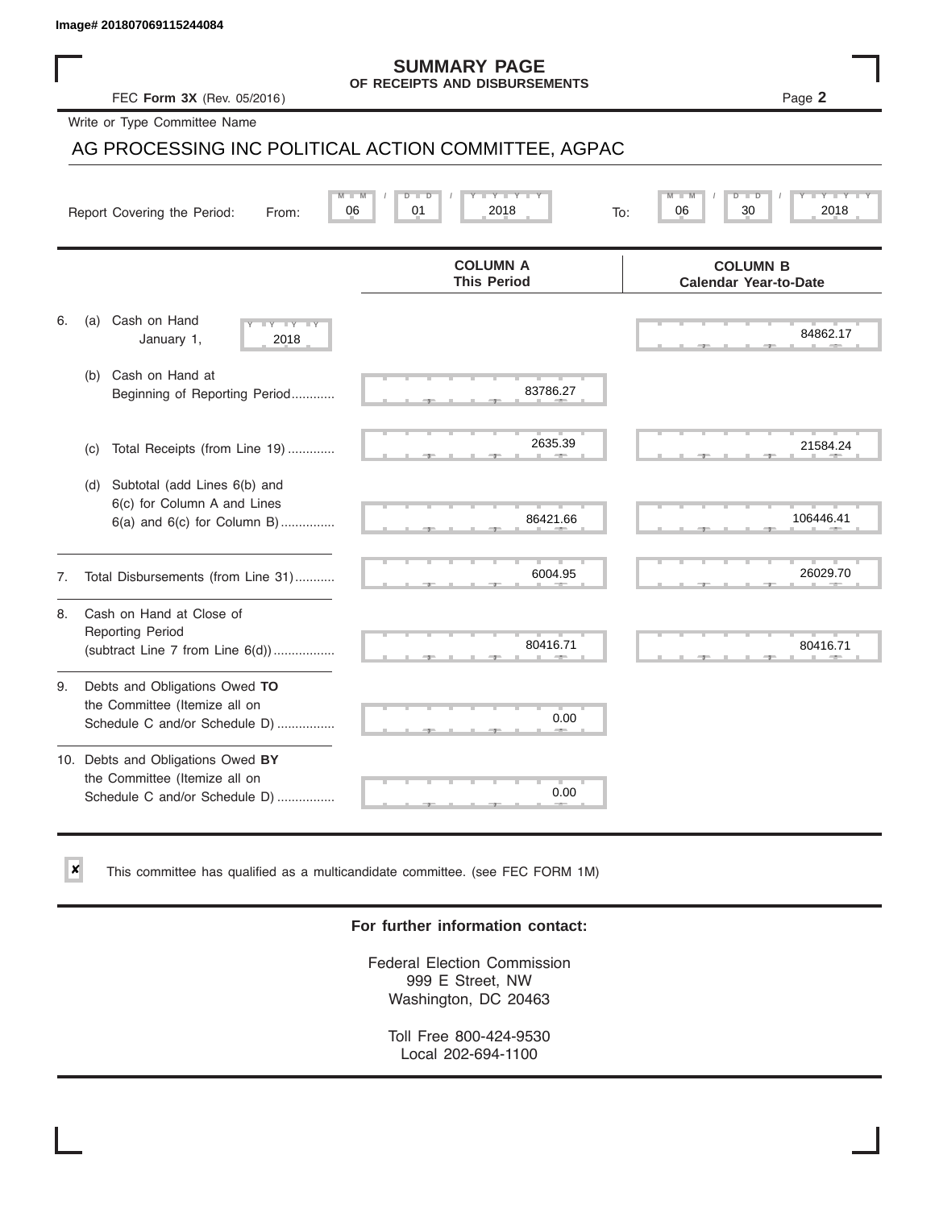Image# 201807069115244084

# SUMMARY PAGE
## OF RECEIPTS AND DISBURSEMENTS

FEC **Form 3X** (Rev. 05/2016)

Page **2**

Write or Type Committee Name

AG PROCESSING INC POLITICAL ACTION COMMITTEE, AGPAC

Report Covering the Period: From: 06 / 01 / 2018 To: 06 / 30 / 2018

| | COLUMN A This Period | COLUMN B Calendar Year-to-Date |
|---|---|---|
| 6. (a) Cash on Hand January 1, 2018 | | 84862.17 |
| (b) Cash on Hand at Beginning of Reporting Period........... | 83786.27 | |
| (c) Total Receipts (from Line 19)............. | 2635.39 | 21584.24 |
| (d) Subtotal (add Lines 6(b) and 6(c) for Column A and Lines 6(a) and 6(c) for Column B)............... | 86421.66 | 106446.41 |
| 7. Total Disbursements (from Line 31)........... | 6004.95 | 26029.70 |
| 8. Cash on Hand at Close of Reporting Period (subtract Line 7 from Line 6(d)).................. | 80416.71 | 80416.71 |
| 9. Debts and Obligations Owed **TO** the Committee (Itemize all on Schedule C and/or Schedule D)................ | 0.00 | |
| 10. Debts and Obligations Owed **BY** the Committee (Itemize all on Schedule C and/or Schedule D)................ | 0.00 | |

☒ This committee has qualified as a multicandidate committee. (see FEC FORM 1M)

**For further information contact:**

Federal Election Commission
999 E Street, NW
Washington, DC 20463

Toll Free 800-424-9530
Local 202-694-1100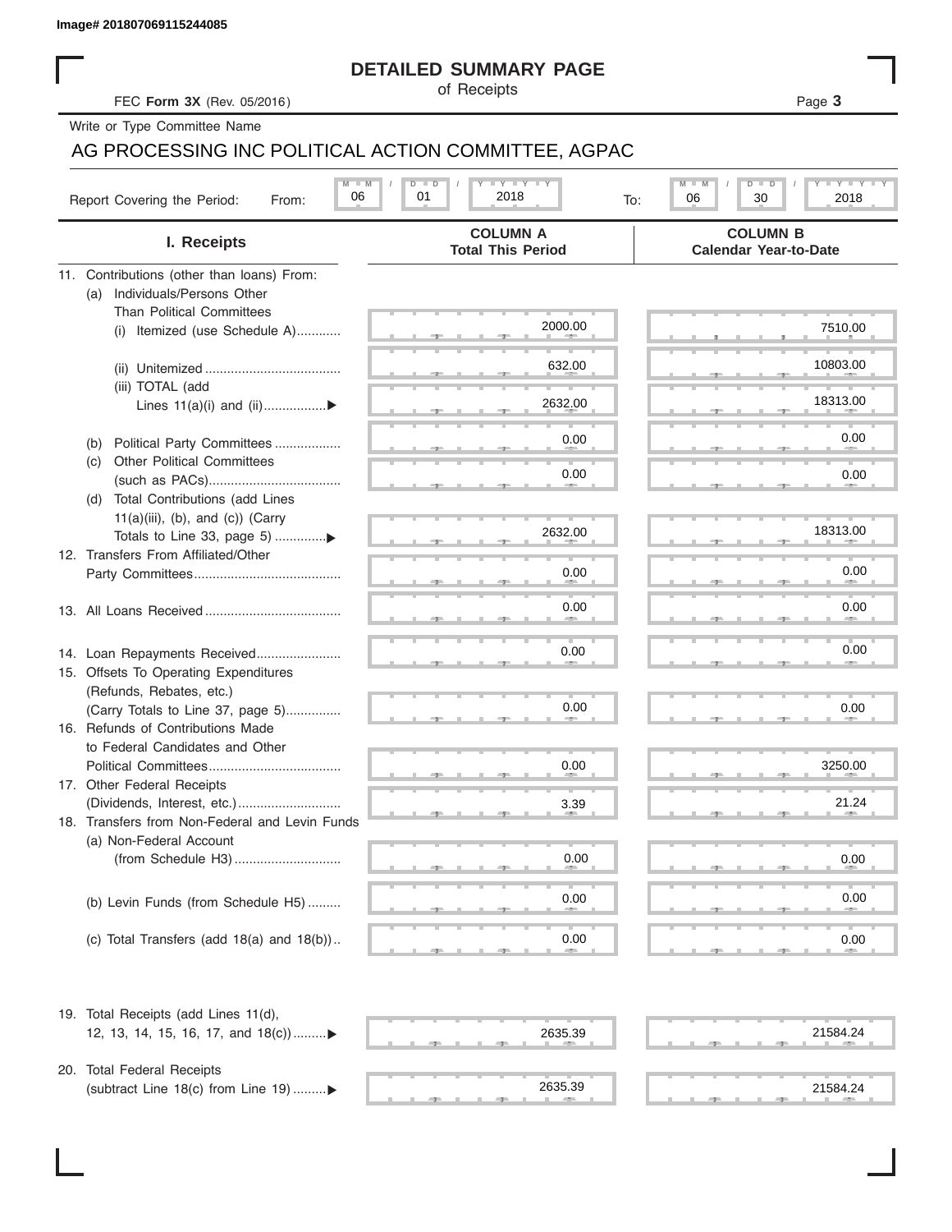Image# 201807069115244085

# DETAILED SUMMARY PAGE

of Receipts

FEC **Form 3X** (Rev. 05/2016)

Write or Type Committee Name

AG PROCESSING INC POLITICAL ACTION COMMITTEE, AGPAC

Report Covering the Period: From: 06 / 01 / 2018 To: 06 / 30 / 2018

| I. Receipts | COLUMN A Total This Period | COLUMN B Calendar Year-to-Date |
|---|---|---|
| 11. Contributions (other than loans) From: | | |
| (a) Individuals/Persons Other Than Political Committees | | |
| (i) Itemized (use Schedule A)............ | 2000.00 | 7510.00 |
| (ii) Unitemized .................................... | 632.00 | 10803.00 |
| (iii) TOTAL (add Lines 11(a)(i) and (ii).................▶ | 2632.00 | 18313.00 |
| (b) Political Party Committees .................. | 0.00 | 0.00 |
| (c) Other Political Committees (such as PACs).................................... | 0.00 | 0.00 |
| (d) Total Contributions (add Lines 11(a)(iii), (b), and (c)) (Carry Totals to Line 33, page 5) .............▶ | 2632.00 | 18313.00 |
| 12. Transfers From Affiliated/Other Party Committees....................................... | 0.00 | 0.00 |
| 13. All Loans Received .................................... | 0.00 | 0.00 |
| 14. Loan Repayments Received....................... | 0.00 | 0.00 |
| 15. Offsets To Operating Expenditures (Refunds, Rebates, etc.) (Carry Totals to Line 37, page 5)............... | 0.00 | 0.00 |
| 16. Refunds of Contributions Made to Federal Candidates and Other Political Committees.................................... | 0.00 | 3250.00 |
| 17. Other Federal Receipts (Dividends, Interest, etc.)............................ | 3.39 | 21.24 |
| 18. Transfers from Non-Federal and Levin Funds | | |
| (a) Non-Federal Account (from Schedule H3)............................. | 0.00 | 0.00 |
| (b) Levin Funds (from Schedule H5) ......... | 0.00 | 0.00 |
| (c) Total Transfers (add 18(a) and 18(b)).. | 0.00 | 0.00 |
| 19. Total Receipts (add Lines 11(d), 12, 13, 14, 15, 16, 17, and 18(c)).........▶ | 2635.39 | 21584.24 |
| 20. Total Federal Receipts (subtract Line 18(c) from Line 19) .........▶ | 2635.39 | 21584.24 |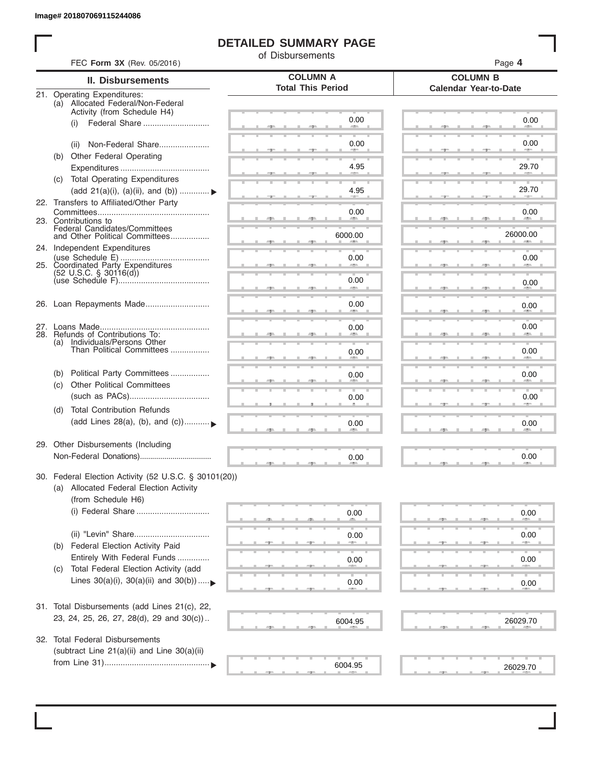Image# 201807069115244086

# DETAILED SUMMARY PAGE

of Disbursements

FEC **Form 3X** (Rev. 05/2016)

| II. Disbursements | COLUMN A Total This Period | COLUMN B Calendar Year-to-Date |
|---|---|---|
| 21. Operating Expenditures: | | |
| (a) Allocated Federal/Non-Federal Activity (from Schedule H4) | | |
| (i) Federal Share | 0.00 | 0.00 |
| (ii) Non-Federal Share | 0.00 | 0.00 |
| (b) Other Federal Operating Expenditures | 4.95 | 29.70 |
| (c) Total Operating Expenditures (add 21(a)(i), (a)(ii), and (b)) | 4.95 | 29.70 |
| 22. Transfers to Affiliated/Other Party Committees | 0.00 | 0.00 |
| 23. Contributions to Federal Candidates/Committees and Other Political Committees | 6000.00 | 26000.00 |
| 24. Independent Expenditures (use Schedule E) | 0.00 | 0.00 |
| 25. Coordinated Party Expenditures (52 U.S.C. § 30116(d)) (use Schedule F) | 0.00 | 0.00 |
| 26. Loan Repayments Made | 0.00 | 0.00 |
| 27. Loans Made | 0.00 | 0.00 |
| 28. Refunds of Contributions To: | | |
| (a) Individuals/Persons Other Than Political Committees | 0.00 | 0.00 |
| (b) Political Party Committees | 0.00 | 0.00 |
| (c) Other Political Committees (such as PACs) | 0.00 | 0.00 |
| (d) Total Contribution Refunds (add Lines 28(a), (b), and (c)) | 0.00 | 0.00 |
| 29. Other Disbursements (Including Non-Federal Donations) | 0.00 | 0.00 |
| 30. Federal Election Activity (52 U.S.C. § 30101(20)) | | |
| (a) Allocated Federal Election Activity (from Schedule H6) | | |
| (i) Federal Share | 0.00 | 0.00 |
| (ii) "Levin" Share | 0.00 | 0.00 |
| (b) Federal Election Activity Paid Entirely With Federal Funds | 0.00 | 0.00 |
| (c) Total Federal Election Activity (add Lines 30(a)(i), 30(a)(ii) and 30(b)) | 0.00 | 0.00 |
| 31. Total Disbursements (add Lines 21(c), 22, 23, 24, 25, 26, 27, 28(d), 29 and 30(c)) | 6004.95 | 26029.70 |
| 32. Total Federal Disbursements (subtract Line 21(a)(ii) and Line 30(a)(ii) from Line 31) | 6004.95 | 26029.70 |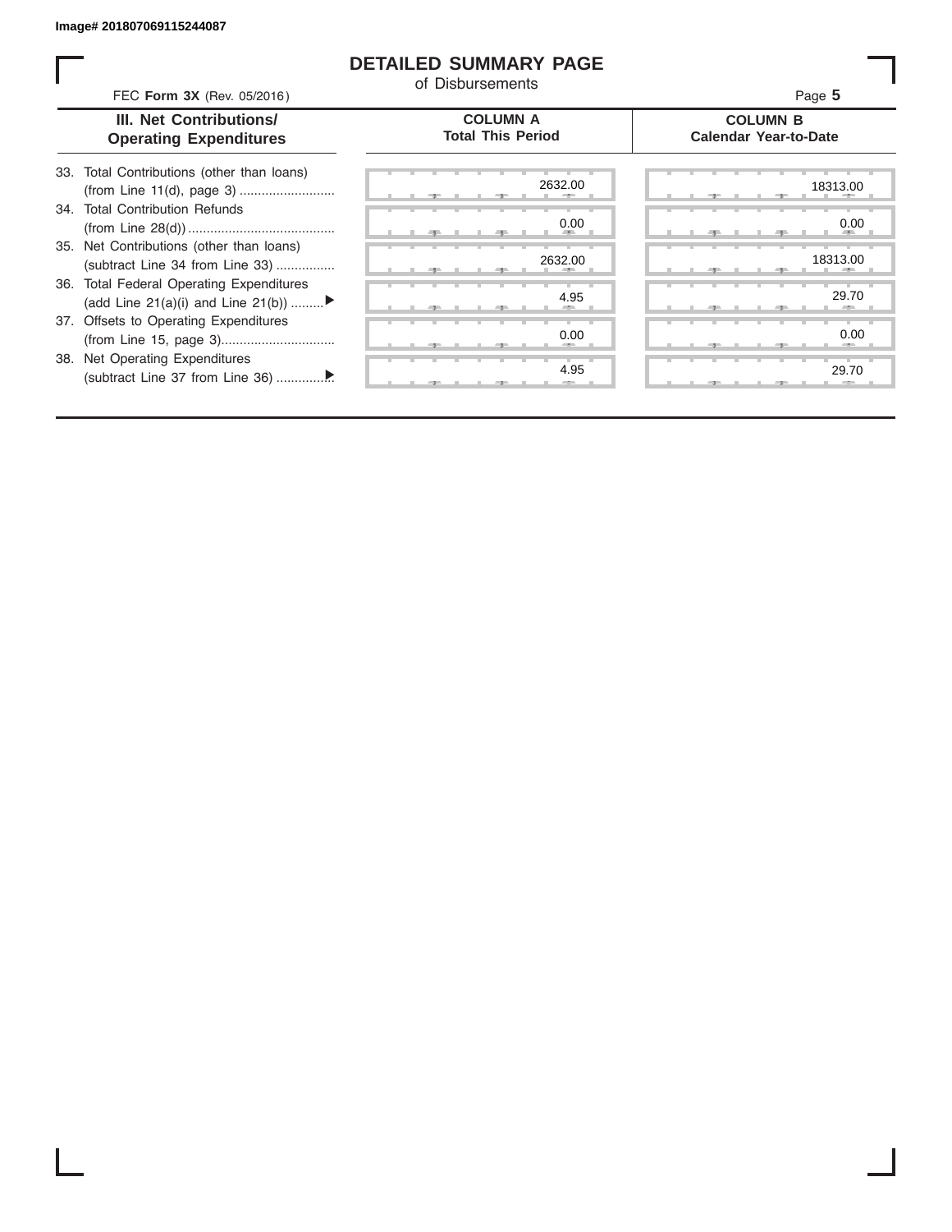Image# 201807069115244087

# DETAILED SUMMARY PAGE

of Disbursements

FEC **Form 3X** (Rev. 05/2016)

Page **5**

| III. Net Contributions/ Operating Expenditures | COLUMN A Total This Period | COLUMN B Calendar Year-to-Date |
|---|---|---|
| 33. Total Contributions (other than loans) (from Line 11(d), page 3) .......................... | 2632.00 | 18313.00 |
| 34. Total Contribution Refunds (from Line 28(d)) ........................................ | 0.00 | 0.00 |
| 35. Net Contributions (other than loans) (subtract Line 34 from Line 33) ................ | 2632.00 | 18313.00 |
| 36. Total Federal Operating Expenditures (add Line 21(a)(i) and Line 21(b)) ......... ▶ | 4.95 | 29.70 |
| 37. Offsets to Operating Expenditures (from Line 15, page 3)............................... | 0.00 | 0.00 |
| 38. Net Operating Expenditures (subtract Line 37 from Line 36) ............... ▶ | 4.95 | 29.70 |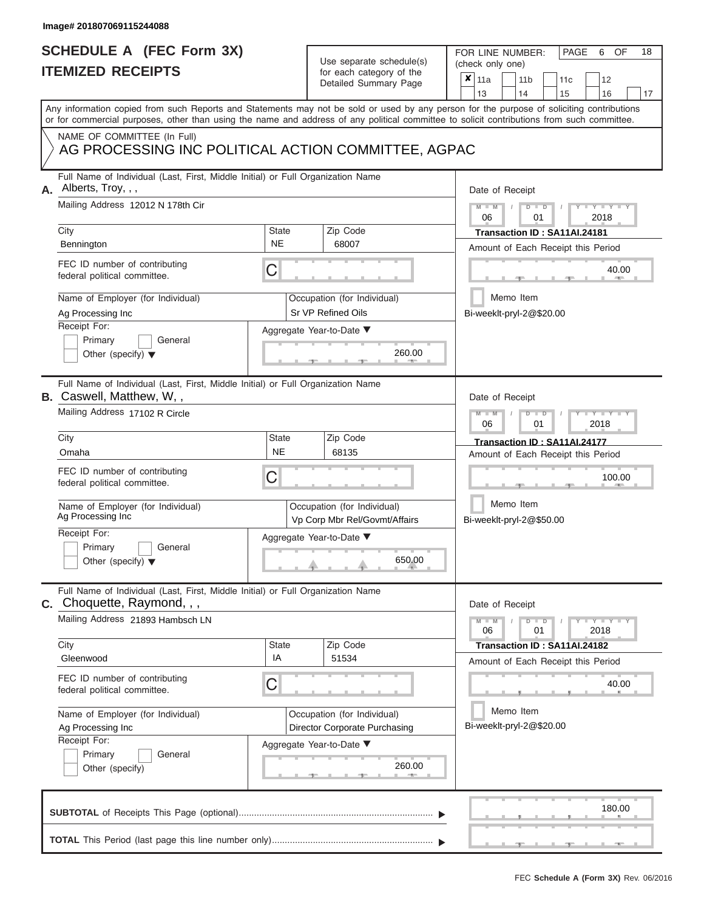Image# 201807069115244088

# SCHEDULE A (FEC Form 3X)
## ITEMIZED RECEIPTS

Use separate schedule(s) for each category of the Detailed Summary Page

FOR LINE NUMBER: (check only one)

PAGE 6 OF 18

- [x] 11a
- [ ] 11b
- [ ] 11c
- [ ] 12
- [ ] 13
- [ ] 14
- [ ] 15
- [ ] 16
- [ ] 17

Any information copied from such Reports and Statements may not be sold or used by any person for the purpose of soliciting contributions or for commercial purposes, other than using the name and address of any political committee to solicit contributions from such committee.

NAME OF COMMITTEE (In Full)
AG PROCESSING INC POLITICAL ACTION COMMITTEE, AGPAC

---

**A.** Full Name of Individual (Last, First, Middle Initial) or Full Organization Name: Alberts, Troy, , ,

Mailing Address: 12012 N 178th Cir

City: Bennington | State: NE | Zip Code: 68007

FEC ID number of contributing federal political committee: C

Name of Employer (for Individual): Ag Processing Inc

Occupation (for Individual): Sr VP Refined Oils

Receipt For: Primary / General / Other (specify)

Aggregate Year-to-Date: 260.00

Date of Receipt: 06 / 01 / 2018

Transaction ID : SA11AI.24181

Amount of Each Receipt this Period: 40.00

Memo Item

Bi-weeklt-pryl-2@$20.00

---

**B.** Full Name of Individual (Last, First, Middle Initial) or Full Organization Name: Caswell, Matthew, W, ,

Mailing Address: 17102 R Circle

City: Omaha | State: NE | Zip Code: 68135

FEC ID number of contributing federal political committee: C

Name of Employer (for Individual): Ag Processing Inc

Occupation (for Individual): Vp Corp Mbr Rel/Govmt/Affairs

Receipt For: Primary / General / Other (specify)

Aggregate Year-to-Date: 650.00

Date of Receipt: 06 / 01 / 2018

Transaction ID : SA11AI.24177

Amount of Each Receipt this Period: 100.00

Memo Item

Bi-weeklt-pryl-2@$50.00

---

**C.** Full Name of Individual (Last, First, Middle Initial) or Full Organization Name: Choquette, Raymond, , ,

Mailing Address: 21893 Hambsch LN

City: Gleenwood | State: IA | Zip Code: 51534

FEC ID number of contributing federal political committee: C

Name of Employer (for Individual): Ag Processing Inc

Occupation (for Individual): Director Corporate Purchasing

Receipt For: Primary / General / Other (specify)

Aggregate Year-to-Date: 260.00

Date of Receipt: 06 / 01 / 2018

Transaction ID : SA11AI.24182

Amount of Each Receipt this Period: 40.00

Memo Item

Bi-weeklt-pryl-2@$20.00

---

**SUBTOTAL** of Receipts This Page (optional): 180.00

**TOTAL** This Period (last page this line number only):

FEC Schedule A (Form 3X) Rev. 06/2016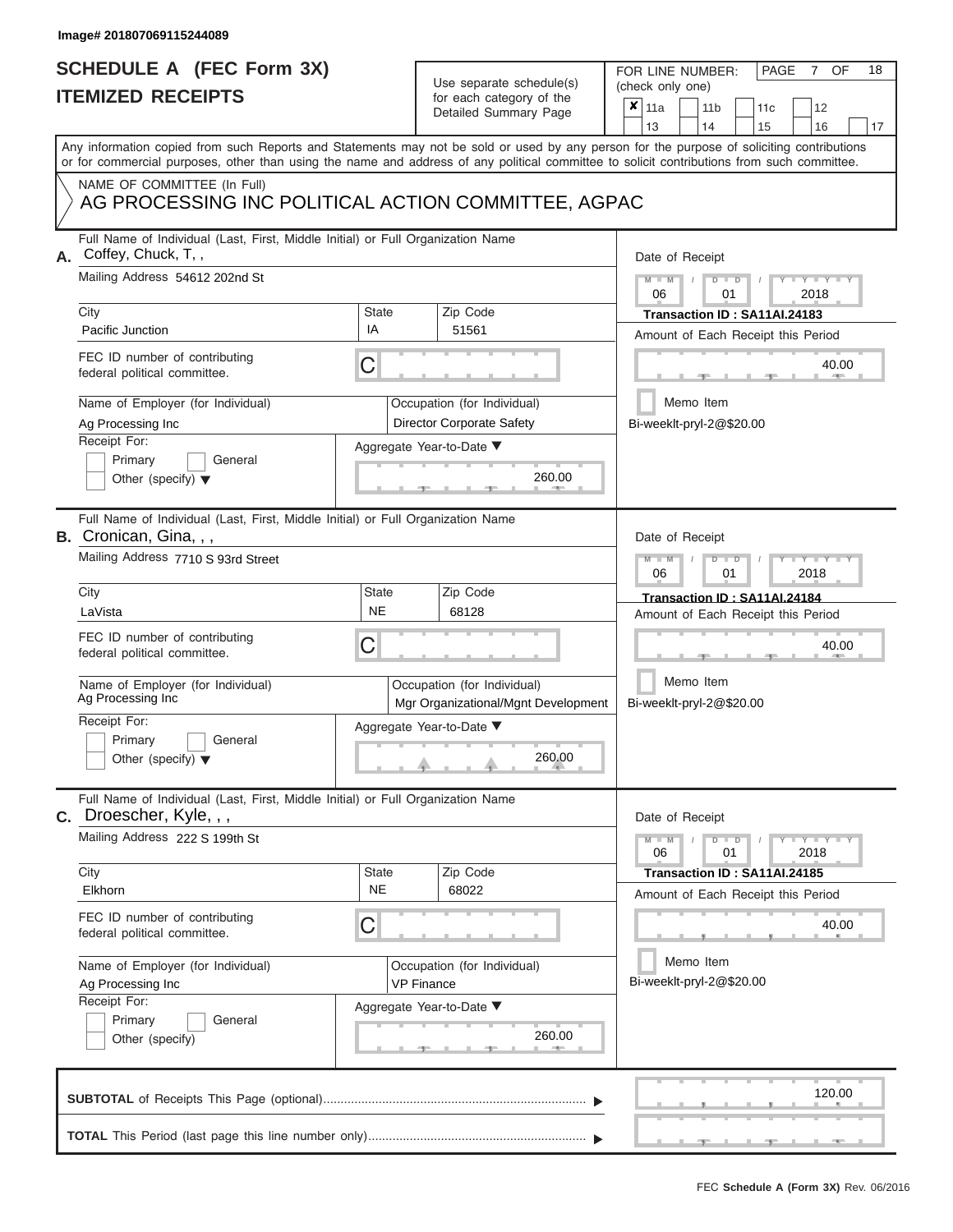Image# 201807069115244089

# SCHEDULE A (FEC Form 3X)
## ITEMIZED RECEIPTS

Use separate schedule(s) for each category of the Detailed Summary Page

FOR LINE NUMBER: (check only one)

| ✘ 11a | 11b | 11c | 12 | |
|---|---|---|---|---|
| 13 | 14 | 15 | 16 | 17 |

PAGE 7 OF 18

Any information copied from such Reports and Statements may not be sold or used by any person for the purpose of soliciting contributions or for commercial purposes, other than using the name and address of any political committee to solicit contributions from such committee.

NAME OF COMMITTEE (In Full)
AG PROCESSING INC POLITICAL ACTION COMMITTEE, AGPAC

---

**A.** Full Name of Individual (Last, First, Middle Initial) or Full Organization Name: Coffey, Chuck, T, ,

Mailing Address: 54612 202nd St

| City | State | Zip Code |
|---|---|---|
| Pacific Junction | IA | 51561 |

FEC ID number of contributing federal political committee: C

Name of Employer (for Individual): Ag Processing Inc

Occupation (for Individual): Director Corporate Safety

Receipt For: Primary / General / Other (specify)

Aggregate Year-to-Date: 260.00

Date of Receipt: 06 / 01 / 2018

Transaction ID : SA11AI.24183

Amount of Each Receipt this Period: 40.00

Memo Item

Bi-weeklt-pryl-2@$20.00

---

**B.** Full Name of Individual (Last, First, Middle Initial) or Full Organization Name: Cronican, Gina, , ,

Mailing Address: 7710 S 93rd Street

| City | State | Zip Code |
|---|---|---|
| LaVista | NE | 68128 |

FEC ID number of contributing federal political committee: C

Name of Employer (for Individual): Ag Processing Inc

Occupation (for Individual): Mgr Organizational/Mgnt Development

Receipt For: Primary / General / Other (specify)

Aggregate Year-to-Date: 260.00

Date of Receipt: 06 / 01 / 2018

Transaction ID : SA11AI.24184

Amount of Each Receipt this Period: 40.00

Memo Item

Bi-weeklt-pryl-2@$20.00

---

**C.** Full Name of Individual (Last, First, Middle Initial) or Full Organization Name: Droescher, Kyle, , ,

Mailing Address: 222 S 199th St

| City | State | Zip Code |
|---|---|---|
| Elkhorn | NE | 68022 |

FEC ID number of contributing federal political committee: C

Name of Employer (for Individual): Ag Processing Inc

Occupation (for Individual): VP Finance

Receipt For: Primary / General / Other (specify)

Aggregate Year-to-Date: 260.00

Date of Receipt: 06 / 01 / 2018

Transaction ID : SA11AI.24185

Amount of Each Receipt this Period: 40.00

Memo Item

Bi-weeklt-pryl-2@$20.00

---

**SUBTOTAL** of Receipts This Page (optional): 120.00

**TOTAL** This Period (last page this line number only):

FEC **Schedule A (Form 3X)** Rev. 06/2016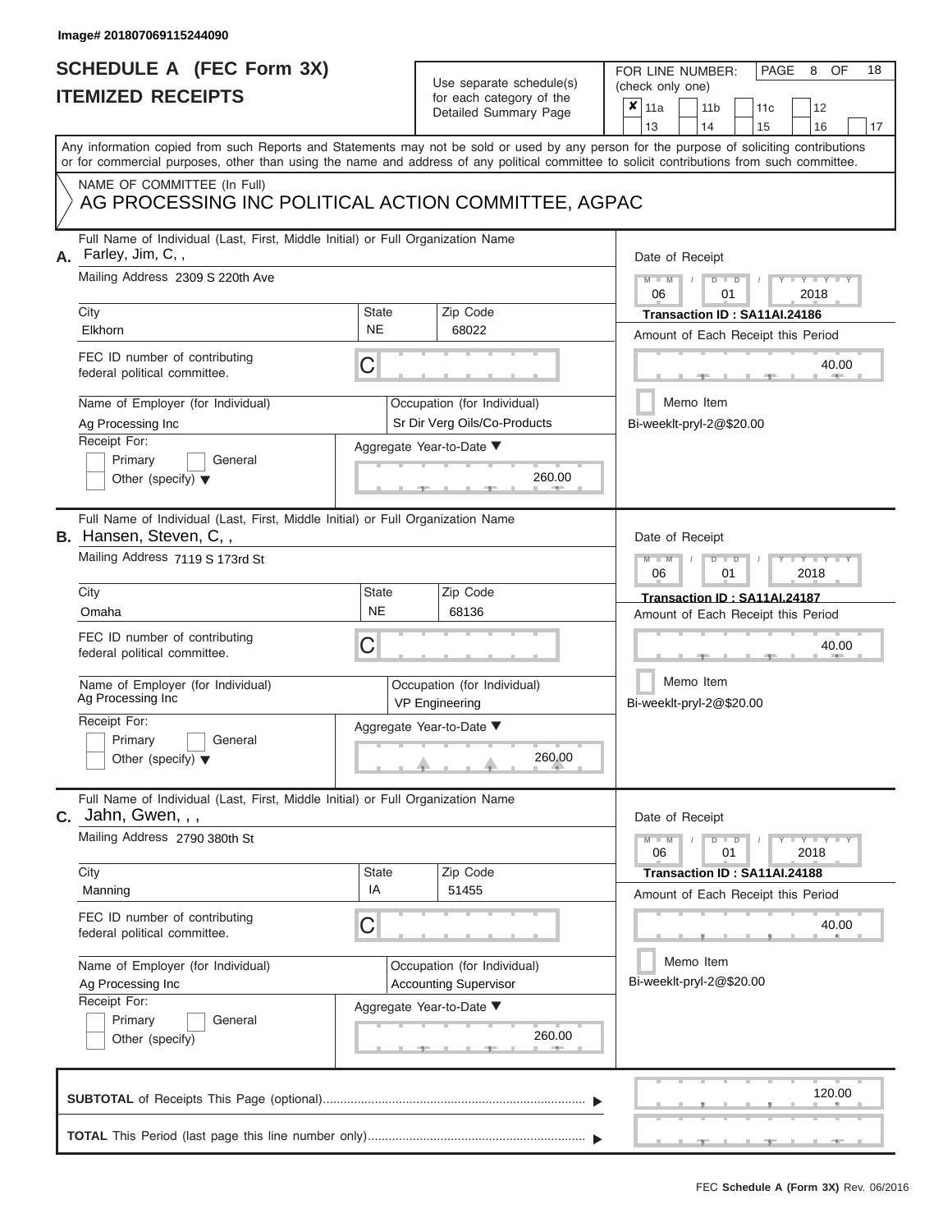Image# 201807069115244090

# SCHEDULE A (FEC Form 3X)
## ITEMIZED RECEIPTS

Use separate schedule(s) for each category of the Detailed Summary Page

FOR LINE NUMBER: (check only one)

- [x] 11a
- [ ] 11b
- [ ] 11c
- [ ] 12
- [ ] 13
- [ ] 14
- [ ] 15
- [ ] 16
- [ ] 17

PAGE 8 OF 18

Any information copied from such Reports and Statements may not be sold or used by any person for the purpose of soliciting contributions or for commercial purposes, other than using the name and address of any political committee to solicit contributions from such committee.

NAME OF COMMITTEE (In Full)
AG PROCESSING INC POLITICAL ACTION COMMITTEE, AGPAC

---

**A.** Full Name of Individual (Last, First, Middle Initial) or Full Organization Name: Farley, Jim, C, ,

Mailing Address: 2309 S 220th Ave

City: Elkhorn | State: NE | Zip Code: 68022

FEC ID number of contributing federal political committee: C

Name of Employer (for Individual): Ag Processing Inc

Occupation (for Individual): Sr Dir Verg Oils/Co-Products

Receipt For: Primary / General / Other (specify)

Aggregate Year-to-Date: 260.00

Date of Receipt: 06 / 01 / 2018

Transaction ID : SA11AI.24186

Amount of Each Receipt this Period: 40.00

Memo Item

Bi-weeklt-pryl-2@$20.00

---

**B.** Full Name of Individual (Last, First, Middle Initial) or Full Organization Name: Hansen, Steven, C, ,

Mailing Address: 7119 S 173rd St

City: Omaha | State: NE | Zip Code: 68136

FEC ID number of contributing federal political committee: C

Name of Employer (for Individual): Ag Processing Inc

Occupation (for Individual): VP Engineering

Receipt For: Primary / General / Other (specify)

Aggregate Year-to-Date: 260.00

Date of Receipt: 06 / 01 / 2018

Transaction ID : SA11AI.24187

Amount of Each Receipt this Period: 40.00

Memo Item

Bi-weeklt-pryl-2@$20.00

---

**C.** Full Name of Individual (Last, First, Middle Initial) or Full Organization Name: Jahn, Gwen, , ,

Mailing Address: 2790 380th St

City: Manning | State: IA | Zip Code: 51455

FEC ID number of contributing federal political committee: C

Name of Employer (for Individual): Ag Processing Inc

Occupation (for Individual): Accounting Supervisor

Receipt For: Primary / General / Other (specify)

Aggregate Year-to-Date: 260.00

Date of Receipt: 06 / 01 / 2018

Transaction ID : SA11AI.24188

Amount of Each Receipt this Period: 40.00

Memo Item

Bi-weeklt-pryl-2@$20.00

---

**SUBTOTAL** of Receipts This Page (optional): 120.00

**TOTAL** This Period (last page this line number only):

FEC Schedule A (Form 3X) Rev. 06/2016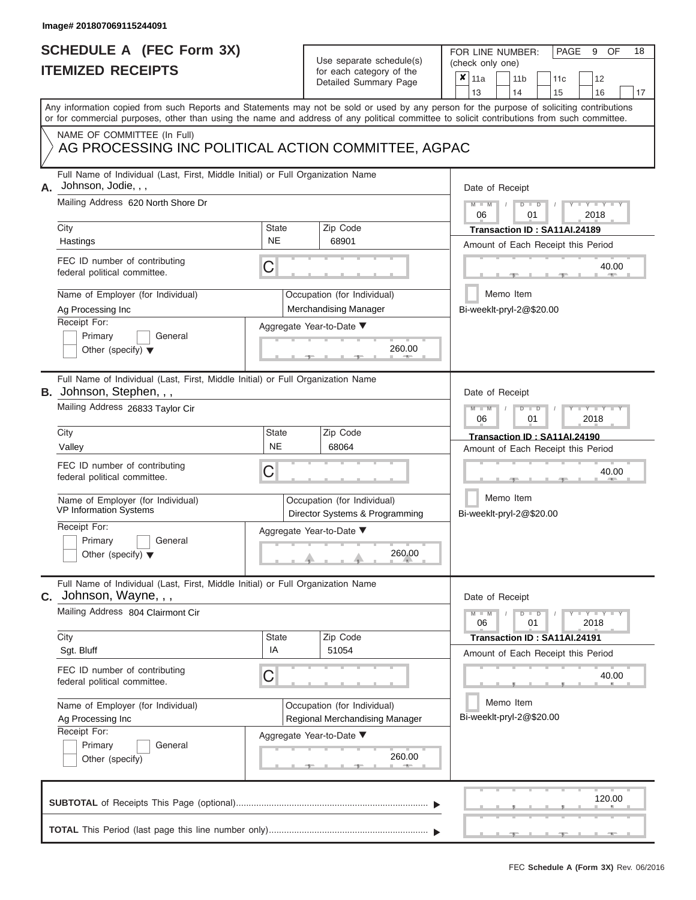Image# 201807069115244091

# SCHEDULE A (FEC Form 3X)
## ITEMIZED RECEIPTS

Use separate schedule(s) for each category of the Detailed Summary Page

FOR LINE NUMBER: (check only one)

- [x] 11a
- [ ] 11b
- [ ] 11c
- [ ] 12
- [ ] 13
- [ ] 14
- [ ] 15
- [ ] 16
- [ ] 17

PAGE 9 OF 18

Any information copied from such Reports and Statements may not be sold or used by any person for the purpose of soliciting contributions or for commercial purposes, other than using the name and address of any political committee to solicit contributions from such committee.

NAME OF COMMITTEE (In Full)
AG PROCESSING INC POLITICAL ACTION COMMITTEE, AGPAC

---

**A.** Full Name of Individual (Last, First, Middle Initial) or Full Organization Name: Johnson, Jodie, , ,

Mailing Address: 620 North Shore Dr

| City | State | Zip Code |
|---|---|---|
| Hastings | NE | 68901 |

FEC ID number of contributing federal political committee: C

Name of Employer (for Individual): Ag Processing Inc
Occupation (for Individual): Merchandising Manager

Receipt For: Primary / General / Other (specify)

Aggregate Year-to-Date: 260.00

Date of Receipt: 06 / 01 / 2018
Transaction ID : SA11AI.24189
Amount of Each Receipt this Period: 40.00
Memo Item
Bi-weeklt-pryl-2@$20.00

---

**B.** Full Name of Individual (Last, First, Middle Initial) or Full Organization Name: Johnson, Stephen, , ,

Mailing Address: 26833 Taylor Cir

| City | State | Zip Code |
|---|---|---|
| Valley | NE | 68064 |

FEC ID number of contributing federal political committee: C

Name of Employer (for Individual): VP Information Systems
Occupation (for Individual): Director Systems & Programming

Receipt For: Primary / General / Other (specify)

Aggregate Year-to-Date: 260.00

Date of Receipt: 06 / 01 / 2018
Transaction ID : SA11AI.24190
Amount of Each Receipt this Period: 40.00
Memo Item
Bi-weeklt-pryl-2@$20.00

---

**C.** Full Name of Individual (Last, First, Middle Initial) or Full Organization Name: Johnson, Wayne, , ,

Mailing Address: 804 Clairmont Cir

| City | State | Zip Code |
|---|---|---|
| Sgt. Bluff | IA | 51054 |

FEC ID number of contributing federal political committee: C

Name of Employer (for Individual): Ag Processing Inc
Occupation (for Individual): Regional Merchandising Manager

Receipt For: Primary / General / Other (specify)

Aggregate Year-to-Date: 260.00

Date of Receipt: 06 / 01 / 2018
Transaction ID : SA11AI.24191
Amount of Each Receipt this Period: 40.00
Memo Item
Bi-weeklt-pryl-2@$20.00

---

**SUBTOTAL** of Receipts This Page (optional): 120.00

**TOTAL** This Period (last page this line number only):

FEC Schedule A (Form 3X) Rev. 06/2016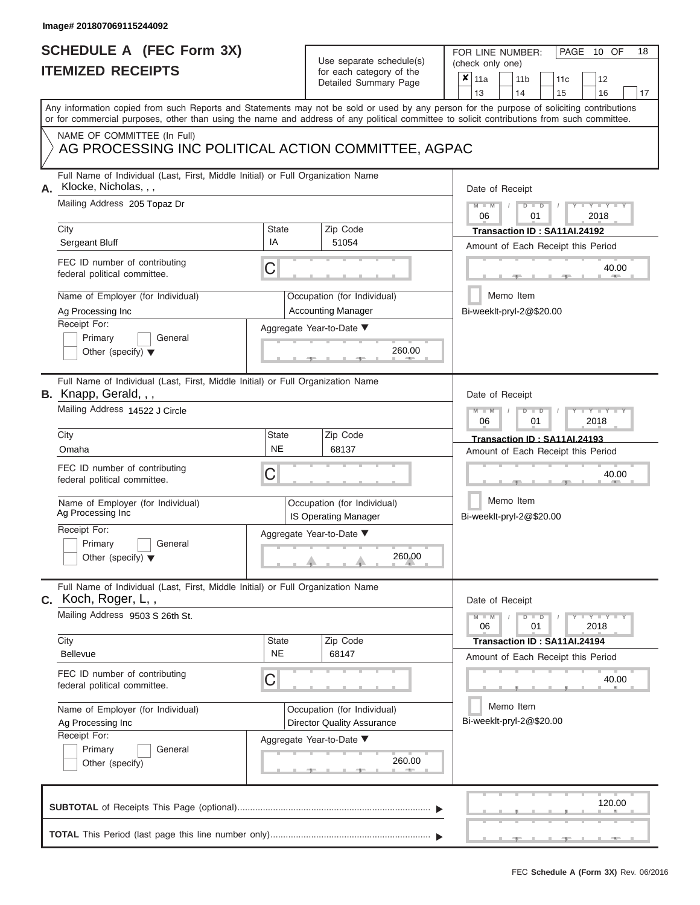Image# 201807069115244092

# SCHEDULE A (FEC Form 3X)
## ITEMIZED RECEIPTS

Use separate schedule(s) for each category of the Detailed Summary Page

FOR LINE NUMBER: (check only one)

| | | | | |
|---|---|---|---|---|
| ✘ 11a | 11b | 11c | 12 | |
| 13 | 14 | 15 | 16 | 17 |

PAGE 10 OF 18

Any information copied from such Reports and Statements may not be sold or used by any person for the purpose of soliciting contributions or for commercial purposes, other than using the name and address of any political committee to solicit contributions from such committee.

NAME OF COMMITTEE (In Full)
AG PROCESSING INC POLITICAL ACTION COMMITTEE, AGPAC

**A.** Full Name of Individual (Last, First, Middle Initial) or Full Organization Name: Klocke, Nicholas, , ,

Mailing Address: 205 Topaz Dr

City: Sergeant Bluff | State: IA | Zip Code: 51054

FEC ID number of contributing federal political committee: C

Name of Employer (for Individual): Ag Processing Inc

Occupation (for Individual): Accounting Manager

Receipt For: Primary / General / Other (specify)

Aggregate Year-to-Date: 260.00

Date of Receipt: 06 / 01 / 2018

Transaction ID : SA11AI.24192

Amount of Each Receipt this Period: 40.00

Memo Item

Bi-weeklt-pryl-2@$20.00

**B.** Full Name of Individual (Last, First, Middle Initial) or Full Organization Name: Knapp, Gerald, , ,

Mailing Address: 14522 J Circle

City: Omaha | State: NE | Zip Code: 68137

FEC ID number of contributing federal political committee: C

Name of Employer (for Individual): Ag Processing Inc

Occupation (for Individual): IS Operating Manager

Receipt For: Primary / General / Other (specify)

Aggregate Year-to-Date: 260.00

Date of Receipt: 06 / 01 / 2018

Transaction ID : SA11AI.24193

Amount of Each Receipt this Period: 40.00

Memo Item

Bi-weeklt-pryl-2@$20.00

**C.** Full Name of Individual (Last, First, Middle Initial) or Full Organization Name: Koch, Roger, L, ,

Mailing Address: 9503 S 26th St.

City: Bellevue | State: NE | Zip Code: 68147

FEC ID number of contributing federal political committee: C

Name of Employer (for Individual): Ag Processing Inc

Occupation (for Individual): Director Quality Assurance

Receipt For: Primary / General / Other (specify)

Aggregate Year-to-Date: 260.00

Date of Receipt: 06 / 01 / 2018

Transaction ID : SA11AI.24194

Amount of Each Receipt this Period: 40.00

Memo Item

Bi-weeklt-pryl-2@$20.00

**SUBTOTAL** of Receipts This Page (optional): 120.00

**TOTAL** This Period (last page this line number only):

FEC Schedule A (Form 3X) Rev. 06/2016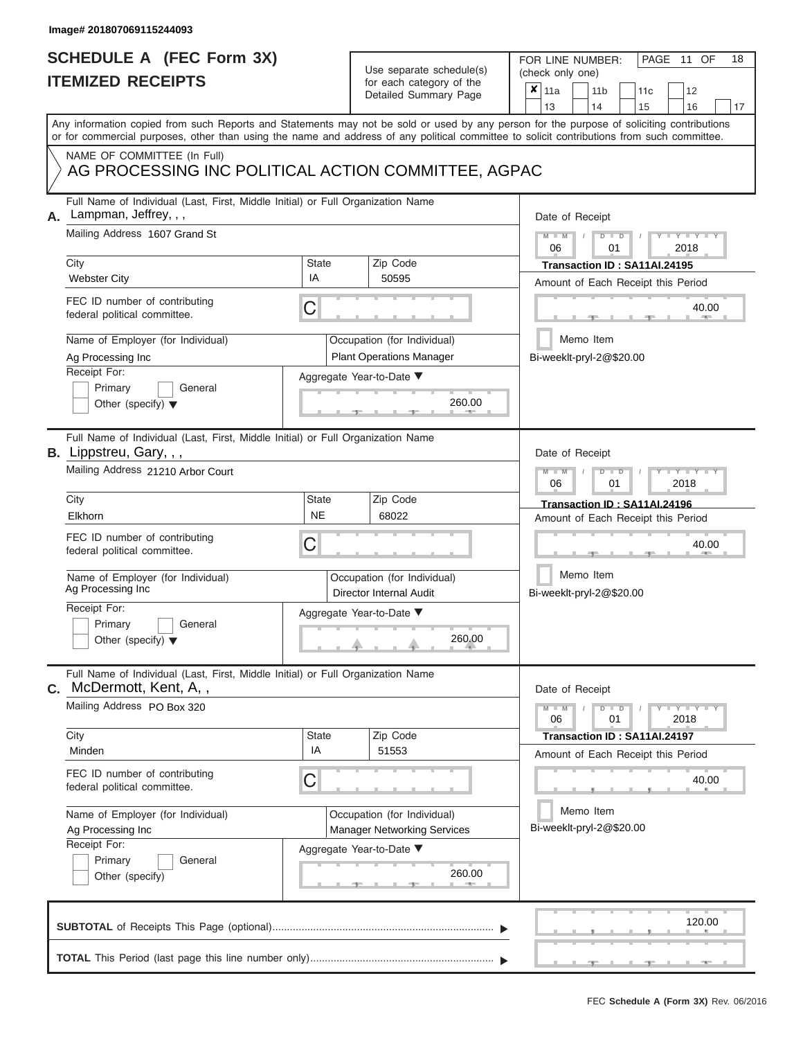Image# 201807069115244093

# SCHEDULE A (FEC Form 3X)
## ITEMIZED RECEIPTS

Use separate schedule(s) for each category of the Detailed Summary Page

FOR LINE NUMBER: (check only one)

✘ 11a | 11b | 11c | 12 | 13 | 14 | 15 | 16 | 17

PAGE 11 OF 18

Any information copied from such Reports and Statements may not be sold or used by any person for the purpose of soliciting contributions or for commercial purposes, other than using the name and address of any political committee to solicit contributions from such committee.

NAME OF COMMITTEE (In Full)
AG PROCESSING INC POLITICAL ACTION COMMITTEE, AGPAC

**A.** Full Name of Individual (Last, First, Middle Initial) or Full Organization Name: Lampman, Jeffrey, , ,

Mailing Address: 1607 Grand St

City: Webster City | State: IA | Zip Code: 50595

FEC ID number of contributing federal political committee: C

Name of Employer (for Individual): Ag Processing Inc

Occupation (for Individual): Plant Operations Manager

Receipt For: Primary / General / Other (specify)

Aggregate Year-to-Date: 260.00

Date of Receipt: 06 / 01 / 2018

Transaction ID : SA11AI.24195

Amount of Each Receipt this Period: 40.00

Memo Item: Bi-weeklt-pryl-2@$20.00

**B.** Full Name of Individual (Last, First, Middle Initial) or Full Organization Name: Lippstreu, Gary, , ,

Mailing Address: 21210 Arbor Court

City: Elkhorn | State: NE | Zip Code: 68022

FEC ID number of contributing federal political committee: C

Name of Employer (for Individual): Ag Processing Inc

Occupation (for Individual): Director Internal Audit

Receipt For: Primary / General / Other (specify)

Aggregate Year-to-Date: 260.00

Date of Receipt: 06 / 01 / 2018

Transaction ID : SA11AI.24196

Amount of Each Receipt this Period: 40.00

Memo Item: Bi-weeklt-pryl-2@$20.00

**C.** Full Name of Individual (Last, First, Middle Initial) or Full Organization Name: McDermott, Kent, A, ,

Mailing Address: PO Box 320

City: Minden | State: IA | Zip Code: 51553

FEC ID number of contributing federal political committee: C

Name of Employer (for Individual): Ag Processing Inc

Occupation (for Individual): Manager Networking Services

Receipt For: Primary / General / Other (specify)

Aggregate Year-to-Date: 260.00

Date of Receipt: 06 / 01 / 2018

Transaction ID : SA11AI.24197

Amount of Each Receipt this Period: 40.00

Memo Item: Bi-weeklt-pryl-2@$20.00

**SUBTOTAL** of Receipts This Page (optional): 120.00

**TOTAL** This Period (last page this line number only):

FEC **Schedule A (Form 3X)** Rev. 06/2016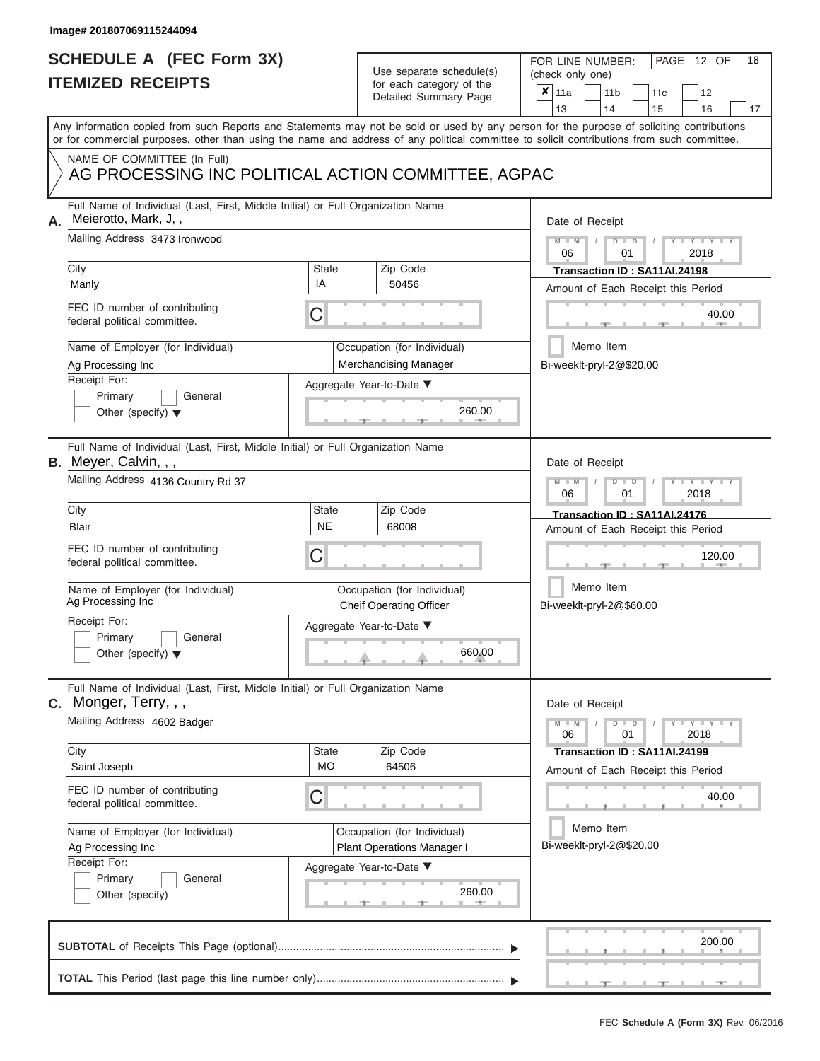Image# 201807069115244094

# SCHEDULE A (FEC Form 3X)
# ITEMIZED RECEIPTS

Use separate schedule(s) for each category of the Detailed Summary Page

FOR LINE NUMBER: (check only one)

- [x] 11a
- [ ] 11b
- [ ] 11c
- [ ] 12
- [ ] 13
- [ ] 14
- [ ] 15
- [ ] 16
- [ ] 17

PAGE 12 OF 18

Any information copied from such Reports and Statements may not be sold or used by any person for the purpose of soliciting contributions or for commercial purposes, other than using the name and address of any political committee to solicit contributions from such committee.

NAME OF COMMITTEE (In Full)
AG PROCESSING INC POLITICAL ACTION COMMITTEE, AGPAC

---

**A.** Full Name of Individual (Last, First, Middle Initial) or Full Organization Name: Meierotto, Mark, J, ,

Mailing Address: 3473 Ironwood

City: Manly | State: IA | Zip Code: 50456

FEC ID number of contributing federal political committee: C

Name of Employer (for Individual): Ag Processing Inc

Occupation (for Individual): Merchandising Manager

Receipt For: Primary / General / Other (specify)

Aggregate Year-to-Date: 260.00

Date of Receipt: 06 / 01 / 2018

Transaction ID : SA11AI.24198

Amount of Each Receipt this Period: 40.00

Memo Item

Bi-weeklt-pryl-2@$20.00

---

**B.** Full Name of Individual (Last, First, Middle Initial) or Full Organization Name: Meyer, Calvin, , ,

Mailing Address: 4136 Country Rd 37

City: Blair | State: NE | Zip Code: 68008

FEC ID number of contributing federal political committee: C

Name of Employer (for Individual): Ag Processing Inc

Occupation (for Individual): Cheif Operating Officer

Receipt For: Primary / General / Other (specify)

Aggregate Year-to-Date: 660.00

Date of Receipt: 06 / 01 / 2018

Transaction ID : SA11AI.24176

Amount of Each Receipt this Period: 120.00

Memo Item

Bi-weeklt-pryl-2@$60.00

---

**C.** Full Name of Individual (Last, First, Middle Initial) or Full Organization Name: Monger, Terry, , ,

Mailing Address: 4602 Badger

City: Saint Joseph | State: MO | Zip Code: 64506

FEC ID number of contributing federal political committee: C

Name of Employer (for Individual): Ag Processing Inc

Occupation (for Individual): Plant Operations Manager I

Receipt For: Primary / General / Other (specify)

Aggregate Year-to-Date: 260.00

Date of Receipt: 06 / 01 / 2018

Transaction ID : SA11AI.24199

Amount of Each Receipt this Period: 40.00

Memo Item

Bi-weeklt-pryl-2@$20.00

---

**SUBTOTAL** of Receipts This Page (optional): 200.00

**TOTAL** This Period (last page this line number only):

FEC Schedule A (Form 3X) Rev. 06/2016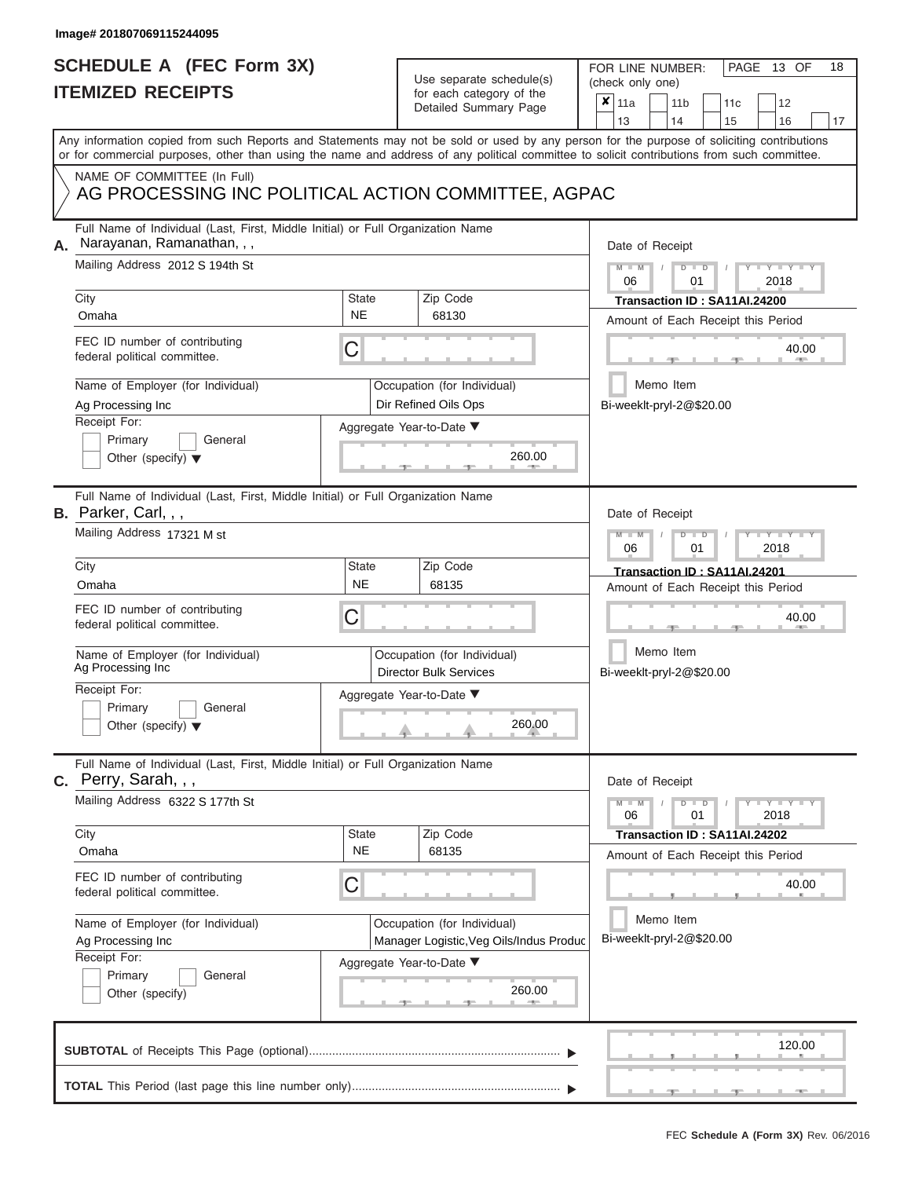Image# 201807069115244095

# SCHEDULE A (FEC Form 3X)
## ITEMIZED RECEIPTS

Use separate schedule(s) for each category of the Detailed Summary Page

FOR LINE NUMBER: (check only one)

- [x] 11a
- [ ] 11b
- [ ] 11c
- [ ] 12
- [ ] 13
- [ ] 14
- [ ] 15
- [ ] 16
- [ ] 17

PAGE 13 OF 18

Any information copied from such Reports and Statements may not be sold or used by any person for the purpose of soliciting contributions or for commercial purposes, other than using the name and address of any political committee to solicit contributions from such committee.

NAME OF COMMITTEE (In Full)
AG PROCESSING INC POLITICAL ACTION COMMITTEE, AGPAC

---

**A.** Full Name of Individual (Last, First, Middle Initial) or Full Organization Name: Narayanan, Ramanathan, , ,

Mailing Address: 2012 S 194th St

City: Omaha | State: NE | Zip Code: 68130

FEC ID number of contributing federal political committee: C

Name of Employer (for Individual): Ag Processing Inc

Occupation (for Individual): Dir Refined Oils Ops

Receipt For: Primary / General / Other (specify)

Aggregate Year-to-Date: 260.00

Date of Receipt: 06 / 01 / 2018

Transaction ID : SA11AI.24200

Amount of Each Receipt this Period: 40.00

Memo Item

Bi-weeklt-pryl-2@$20.00

---

**B.** Full Name of Individual (Last, First, Middle Initial) or Full Organization Name: Parker, Carl, , ,

Mailing Address: 17321 M st

City: Omaha | State: NE | Zip Code: 68135

FEC ID number of contributing federal political committee: C

Name of Employer (for Individual): Ag Processing Inc

Occupation (for Individual): Director Bulk Services

Receipt For: Primary / General / Other (specify)

Aggregate Year-to-Date: 260.00

Date of Receipt: 06 / 01 / 2018

Transaction ID : SA11AI.24201

Amount of Each Receipt this Period: 40.00

Memo Item

Bi-weeklt-pryl-2@$20.00

---

**C.** Full Name of Individual (Last, First, Middle Initial) or Full Organization Name: Perry, Sarah, , ,

Mailing Address: 6322 S 177th St

City: Omaha | State: NE | Zip Code: 68135

FEC ID number of contributing federal political committee: C

Name of Employer (for Individual): Ag Processing Inc

Occupation (for Individual): Manager Logistic,Veg Oils/Indus Produc

Receipt For: Primary / General / Other (specify)

Aggregate Year-to-Date: 260.00

Date of Receipt: 06 / 01 / 2018

Transaction ID : SA11AI.24202

Amount of Each Receipt this Period: 40.00

Memo Item

Bi-weeklt-pryl-2@$20.00

---

**SUBTOTAL** of Receipts This Page (optional): 120.00

**TOTAL** This Period (last page this line number only):

FEC Schedule A (Form 3X) Rev. 06/2016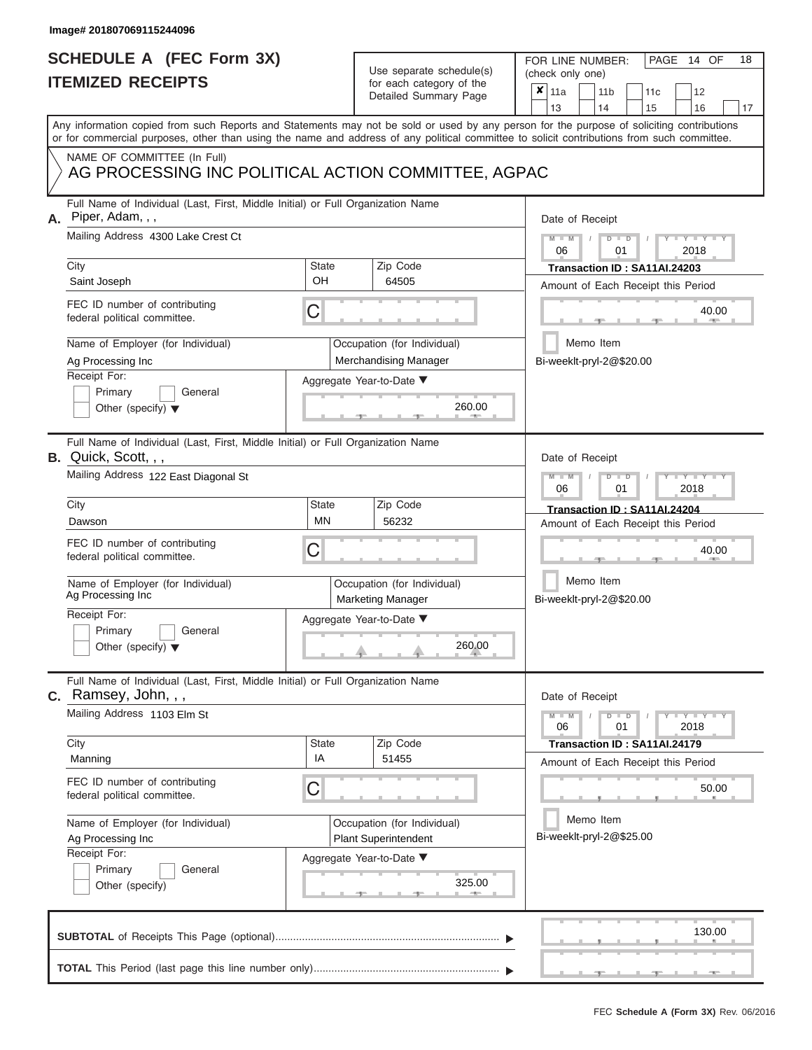Image# 201807069115244096

# SCHEDULE A (FEC Form 3X)
## ITEMIZED RECEIPTS

Use separate schedule(s) for each category of the Detailed Summary Page

FOR LINE NUMBER: (check only one)

- [x] 11a
- [ ] 11b
- [ ] 11c
- [ ] 12
- [ ] 13
- [ ] 14
- [ ] 15
- [ ] 16
- [ ] 17

PAGE 14 OF 18

Any information copied from such Reports and Statements may not be sold or used by any person for the purpose of soliciting contributions or for commercial purposes, other than using the name and address of any political committee to solicit contributions from such committee.

NAME OF COMMITTEE (In Full)

AG PROCESSING INC POLITICAL ACTION COMMITTEE, AGPAC

---

**A.** Full Name of Individual (Last, First, Middle Initial) or Full Organization Name: Piper, Adam, , ,

Mailing Address: 4300 Lake Crest Ct

City: Saint Joseph | State: OH | Zip Code: 64505

FEC ID number of contributing federal political committee: C

Name of Employer (for Individual): Ag Processing Inc

Occupation (for Individual): Merchandising Manager

Receipt For: Primary / General / Other (specify)

Aggregate Year-to-Date: 260.00

Date of Receipt: 06 / 01 / 2018

Transaction ID : SA11AI.24203

Amount of Each Receipt this Period: 40.00

Memo Item

Bi-weeklt-pryl-2@$20.00

---

**B.** Full Name of Individual (Last, First, Middle Initial) or Full Organization Name: Quick, Scott, , ,

Mailing Address: 122 East Diagonal St

City: Dawson | State: MN | Zip Code: 56232

FEC ID number of contributing federal political committee: C

Name of Employer (for Individual): Ag Processing Inc

Occupation (for Individual): Marketing Manager

Receipt For: Primary / General / Other (specify)

Aggregate Year-to-Date: 260.00

Date of Receipt: 06 / 01 / 2018

Transaction ID : SA11AI.24204

Amount of Each Receipt this Period: 40.00

Memo Item

Bi-weeklt-pryl-2@$20.00

---

**C.** Full Name of Individual (Last, First, Middle Initial) or Full Organization Name: Ramsey, John, , ,

Mailing Address: 1103 Elm St

City: Manning | State: IA | Zip Code: 51455

FEC ID number of contributing federal political committee: C

Name of Employer (for Individual): Ag Processing Inc

Occupation (for Individual): Plant Superintendent

Receipt For: Primary / General / Other (specify)

Aggregate Year-to-Date: 325.00

Date of Receipt: 06 / 01 / 2018

Transaction ID : SA11AI.24179

Amount of Each Receipt this Period: 50.00

Memo Item

Bi-weeklt-pryl-2@$25.00

---

**SUBTOTAL** of Receipts This Page (optional): 130.00

**TOTAL** This Period (last page this line number only):

FEC **Schedule A (Form 3X)** Rev. 06/2016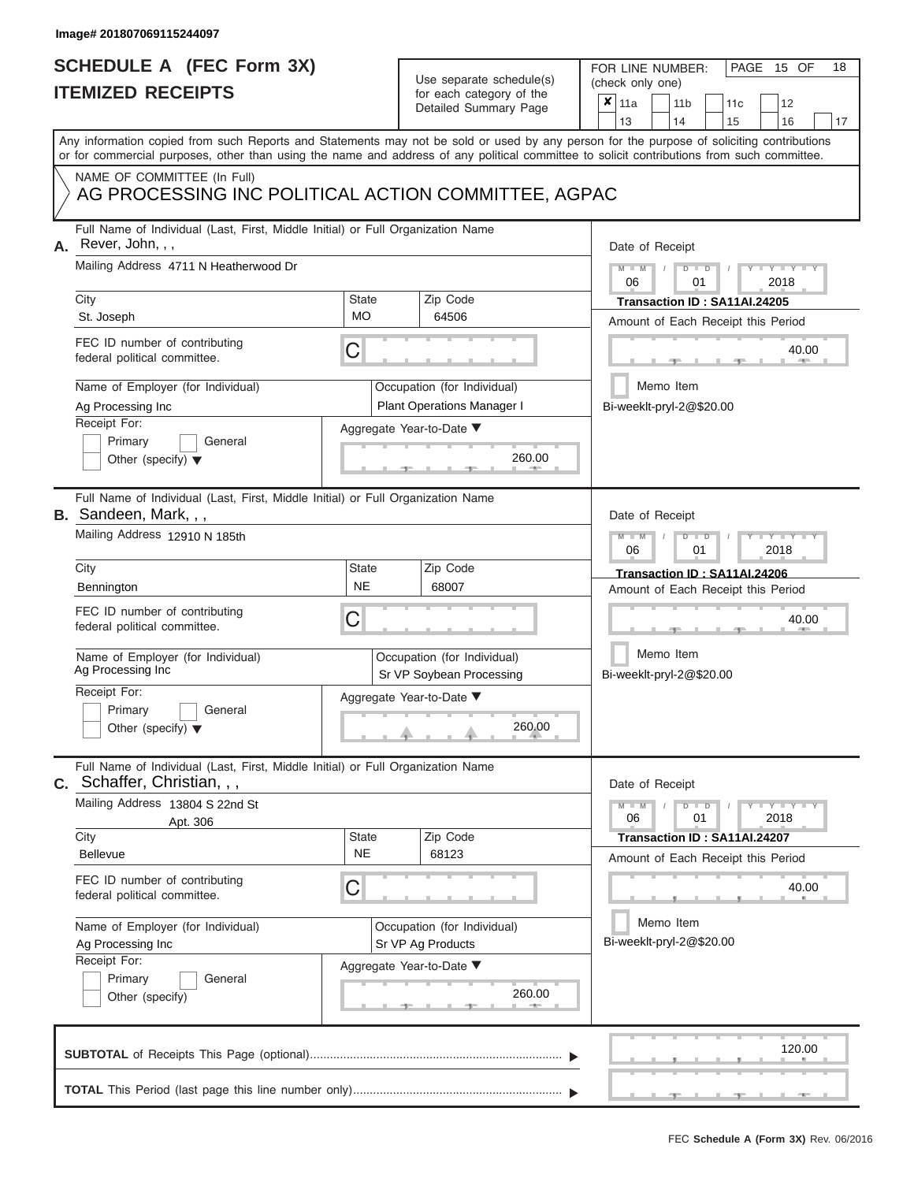Image# 201807069115244097

# SCHEDULE A (FEC Form 3X)
# ITEMIZED RECEIPTS

Use separate schedule(s) for each category of the Detailed Summary Page

FOR LINE NUMBER: (check only one)

☒ 11a ☐ 11b ☐ 11c ☐ 12 ☐ 13 ☐ 14 ☐ 15 ☐ 16 ☐ 17

PAGE 15 OF 18

Any information copied from such Reports and Statements may not be sold or used by any person for the purpose of soliciting contributions or for commercial purposes, other than using the name and address of any political committee to solicit contributions from such committee.

NAME OF COMMITTEE (In Full)

AG PROCESSING INC POLITICAL ACTION COMMITTEE, AGPAC

---

**A.** Full Name of Individual (Last, First, Middle Initial) or Full Organization Name: Rever, John, , ,

Mailing Address: 4711 N Heatherwood Dr

City: St. Joseph | State: MO | Zip Code: 64506

FEC ID number of contributing federal political committee: C

Name of Employer (for Individual): Ag Processing Inc

Occupation (for Individual): Plant Operations Manager I

Receipt For: ☐ Primary ☐ General ☐ Other (specify)

Aggregate Year-to-Date: 260.00

Date of Receipt: 06 / 01 / 2018

Transaction ID : SA11AI.24205

Amount of Each Receipt this Period: 40.00

☐ Memo Item

Bi-weeklt-pryl-2@$20.00

---

**B.** Full Name of Individual (Last, First, Middle Initial) or Full Organization Name: Sandeen, Mark, , ,

Mailing Address: 12910 N 185th

City: Bennington | State: NE | Zip Code: 68007

FEC ID number of contributing federal political committee: C

Name of Employer (for Individual): Ag Processing Inc

Occupation (for Individual): Sr VP Soybean Processing

Receipt For: ☐ Primary ☐ General ☐ Other (specify)

Aggregate Year-to-Date: 260.00

Date of Receipt: 06 / 01 / 2018

Transaction ID : SA11AI.24206

Amount of Each Receipt this Period: 40.00

☐ Memo Item

Bi-weeklt-pryl-2@$20.00

---

**C.** Full Name of Individual (Last, First, Middle Initial) or Full Organization Name: Schaffer, Christian, , ,

Mailing Address: 13804 S 22nd St, Apt. 306

City: Bellevue | State: NE | Zip Code: 68123

FEC ID number of contributing federal political committee: C

Name of Employer (for Individual): Ag Processing Inc

Occupation (for Individual): Sr VP Ag Products

Receipt For: ☐ Primary ☐ General ☐ Other (specify)

Aggregate Year-to-Date: 260.00

Date of Receipt: 06 / 01 / 2018

Transaction ID : SA11AI.24207

Amount of Each Receipt this Period: 40.00

☐ Memo Item

Bi-weeklt-pryl-2@$20.00

---

**SUBTOTAL** of Receipts This Page (optional): 120.00

**TOTAL** This Period (last page this line number only):

FEC **Schedule A (Form 3X)** Rev. 06/2016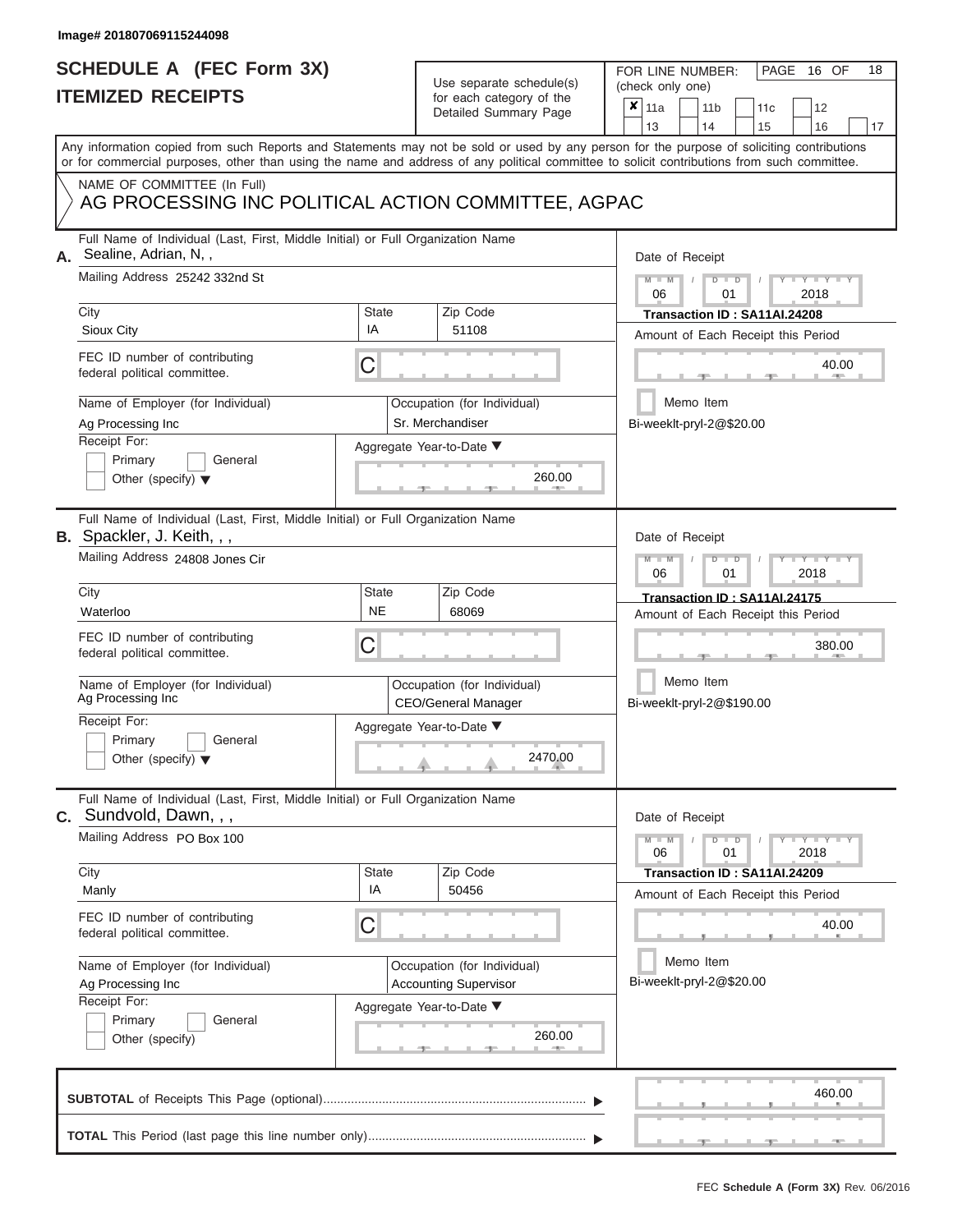Image# 201807069115244098

# SCHEDULE A (FEC Form 3X)
## ITEMIZED RECEIPTS

Use separate schedule(s) for each category of the Detailed Summary Page

FOR LINE NUMBER: (check only one)

- [x] 11a
- [ ] 11b
- [ ] 11c
- [ ] 12
- [ ] 13
- [ ] 14
- [ ] 15
- [ ] 16
- [ ] 17

PAGE 16 OF 18

Any information copied from such Reports and Statements may not be sold or used by any person for the purpose of soliciting contributions or for commercial purposes, other than using the name and address of any political committee to solicit contributions from such committee.

NAME OF COMMITTEE (In Full)
AG PROCESSING INC POLITICAL ACTION COMMITTEE, AGPAC

---

**A.** Full Name of Individual (Last, First, Middle Initial) or Full Organization Name: Sealine, Adrian, N, ,

Mailing Address: 25242 332nd St

City: Sioux City | State: IA | Zip Code: 51108

FEC ID number of contributing federal political committee: C

Name of Employer (for Individual): Ag Processing Inc

Occupation (for Individual): Sr. Merchandiser

Receipt For: Primary / General / Other (specify)

Aggregate Year-to-Date: 260.00

Date of Receipt: 06 / 01 / 2018

Transaction ID : SA11AI.24208

Amount of Each Receipt this Period: 40.00

Memo Item

Bi-weeklt-pryl-2@$20.00

---

**B.** Full Name of Individual (Last, First, Middle Initial) or Full Organization Name: Spackler, J. Keith, , ,

Mailing Address: 24808 Jones Cir

City: Waterloo | State: NE | Zip Code: 68069

FEC ID number of contributing federal political committee: C

Name of Employer (for Individual): Ag Processing Inc

Occupation (for Individual): CEO/General Manager

Receipt For: Primary / General / Other (specify)

Aggregate Year-to-Date: 2470.00

Date of Receipt: 06 / 01 / 2018

Transaction ID : SA11AI.24175

Amount of Each Receipt this Period: 380.00

Memo Item

Bi-weeklt-pryl-2@$190.00

---

**C.** Full Name of Individual (Last, First, Middle Initial) or Full Organization Name: Sundvold, Dawn, , ,

Mailing Address: PO Box 100

City: Manly | State: IA | Zip Code: 50456

FEC ID number of contributing federal political committee: C

Name of Employer (for Individual): Ag Processing Inc

Occupation (for Individual): Accounting Supervisor

Receipt For: Primary / General / Other (specify)

Aggregate Year-to-Date: 260.00

Date of Receipt: 06 / 01 / 2018

Transaction ID : SA11AI.24209

Amount of Each Receipt this Period: 40.00

Memo Item

Bi-weeklt-pryl-2@$20.00

---

**SUBTOTAL** of Receipts This Page (optional): 460.00

**TOTAL** This Period (last page this line number only):

FEC **Schedule A (Form 3X)** Rev. 06/2016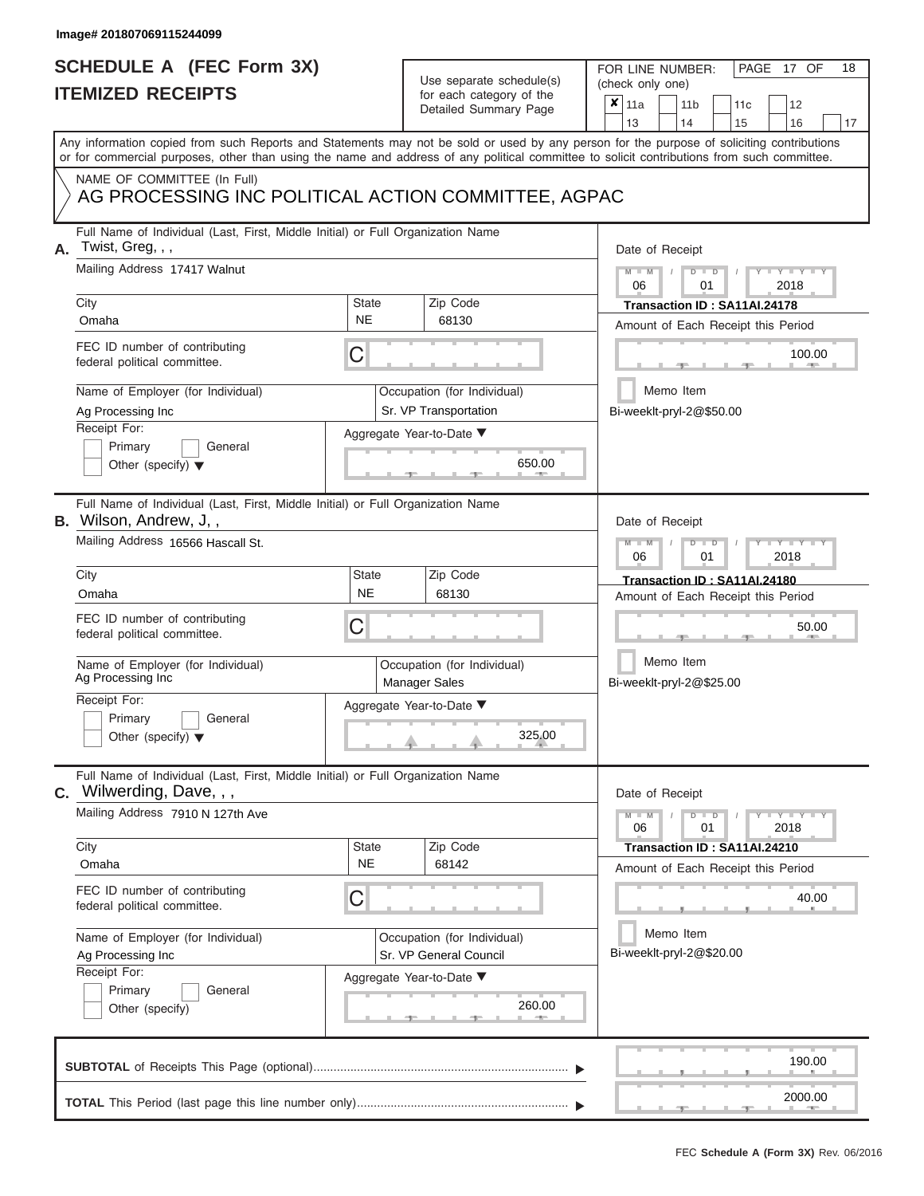Image# 201807069115244099

# SCHEDULE A (FEC Form 3X)
## ITEMIZED RECEIPTS

Use separate schedule(s) for each category of the Detailed Summary Page

FOR LINE NUMBER: (check only one)

PAGE 17 OF 18

| | | | | | |
|---|---|---|---|---|---|
| ✘ 11a | 11b | 11c | 12 | | |
| 13 | 14 | 15 | 16 | 17 | |

Any information copied from such Reports and Statements may not be sold or used by any person for the purpose of soliciting contributions or for commercial purposes, other than using the name and address of any political committee to solicit contributions from such committee.

NAME OF COMMITTEE (In Full)
AG PROCESSING INC POLITICAL ACTION COMMITTEE, AGPAC

---

**A.** Full Name of Individual (Last, First, Middle Initial) or Full Organization Name
Twist, Greg, , ,

Mailing Address 17417 Walnut

City: Omaha | State: NE | Zip Code: 68130

FEC ID number of contributing federal political committee: C

Name of Employer (for Individual): Ag Processing Inc
Occupation (for Individual): Sr. VP Transportation

Receipt For: Primary / General / Other (specify)

Aggregate Year-to-Date: 650.00

Date of Receipt: 06 / 01 / 2018
Transaction ID : SA11AI.24178
Amount of Each Receipt this Period: 100.00
Memo Item
Bi-weeklt-pryl-2@$50.00

---

**B.** Full Name of Individual (Last, First, Middle Initial) or Full Organization Name
Wilson, Andrew, J, ,

Mailing Address 16566 Hascall St.

City: Omaha | State: NE | Zip Code: 68130

FEC ID number of contributing federal political committee: C

Name of Employer (for Individual): Ag Processing Inc
Occupation (for Individual): Manager Sales

Receipt For: Primary / General / Other (specify)

Aggregate Year-to-Date: 325.00

Date of Receipt: 06 / 01 / 2018
Transaction ID : SA11AI.24180
Amount of Each Receipt this Period: 50.00
Memo Item
Bi-weeklt-pryl-2@$25.00

---

**C.** Full Name of Individual (Last, First, Middle Initial) or Full Organization Name
Wilwerding, Dave, , ,

Mailing Address 7910 N 127th Ave

City: Omaha | State: NE | Zip Code: 68142

FEC ID number of contributing federal political committee: C

Name of Employer (for Individual): Ag Processing Inc
Occupation (for Individual): Sr. VP General Council

Receipt For: Primary / General / Other (specify)

Aggregate Year-to-Date: 260.00

Date of Receipt: 06 / 01 / 2018
Transaction ID : SA11AI.24210
Amount of Each Receipt this Period: 40.00
Memo Item
Bi-weeklt-pryl-2@$20.00

---

**SUBTOTAL** of Receipts This Page (optional): 190.00

**TOTAL** This Period (last page this line number only): 2000.00

FEC Schedule A (Form 3X) Rev. 06/2016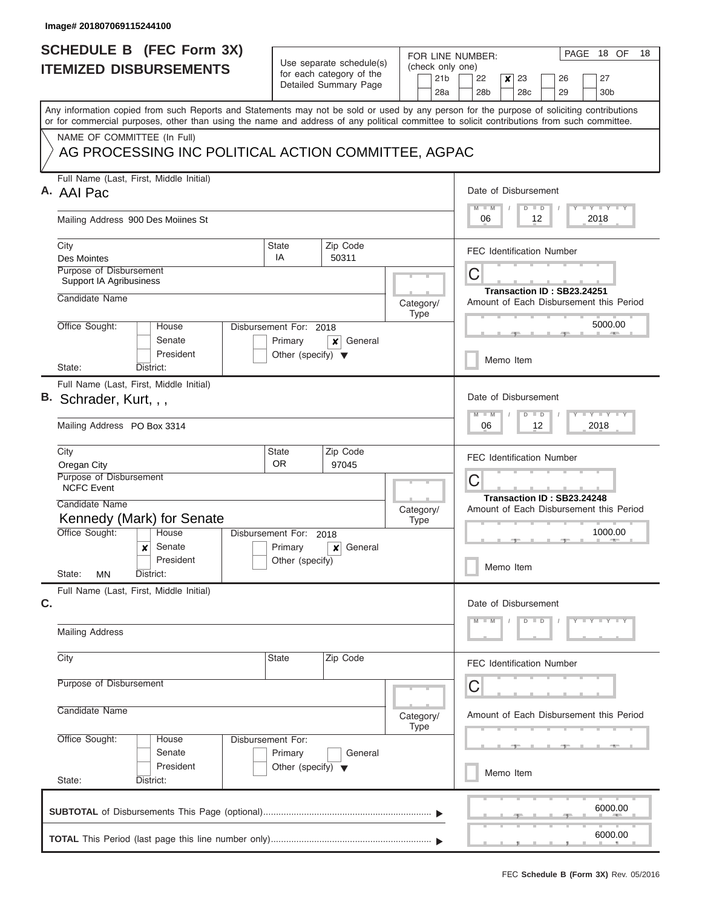Image# 201807069115244100

# SCHEDULE B (FEC Form 3X)
## ITEMIZED DISBURSEMENTS

Use separate schedule(s) for each category of the Detailed Summary Page

FOR LINE NUMBER: (check only one)
21b | 22 | **[x] 23** | 26 | 27
28a | 28b | 28c | 29 | 30b

PAGE 18 OF 18

Any information copied from such Reports and Statements may not be sold or used by any person for the purpose of soliciting contributions or for commercial purposes, other than using the name and address of any political committee to solicit contributions from such committee.

NAME OF COMMITTEE (In Full)
AG PROCESSING INC POLITICAL ACTION COMMITTEE, AGPAC

---

**A.** Full Name (Last, First, Middle Initial): AAI Pac

Mailing Address: 900 Des Moiines St

City: Des Mointes | State: IA | Zip Code: 50311

Purpose of Disbursement: Support IA Agribusiness

Candidate Name:

Category/Type:

Office Sought: House / Senate / President

State: District:

Disbursement For: 2018 — Primary / **[x] General** / Other (specify)

Date of Disbursement: 06 / 12 / 2018

FEC Identification Number: C

Transaction ID : SB23.24251

Amount of Each Disbursement this Period: 5000.00

Memo Item

---

**B.** Full Name (Last, First, Middle Initial): Schrader, Kurt, , ,

Mailing Address: PO Box 3314

City: Oregan City | State: OR | Zip Code: 97045

Purpose of Disbursement: NCFC Event

Candidate Name: Kennedy (Mark) for Senate

Category/Type:

Office Sought: House / **[x] Senate** / President

State: MN District:

Disbursement For: 2018 — Primary / **[x] General** / Other (specify)

Date of Disbursement: 06 / 12 / 2018

FEC Identification Number: C

Transaction ID : SB23.24248

Amount of Each Disbursement this Period: 1000.00

Memo Item

---

**C.** Full Name (Last, First, Middle Initial):

Mailing Address:

City: | State: | Zip Code:

Purpose of Disbursement:

Candidate Name:

Category/Type:

Office Sought: House / Senate / President

State: District:

Disbursement For: Primary / General / Other (specify)

Date of Disbursement:

FEC Identification Number: C

Amount of Each Disbursement this Period:

Memo Item

---

**SUBTOTAL** of Disbursements This Page (optional): 6000.00

**TOTAL** This Period (last page this line number only): 6000.00

FEC **Schedule B (Form 3X)** Rev. 05/2016